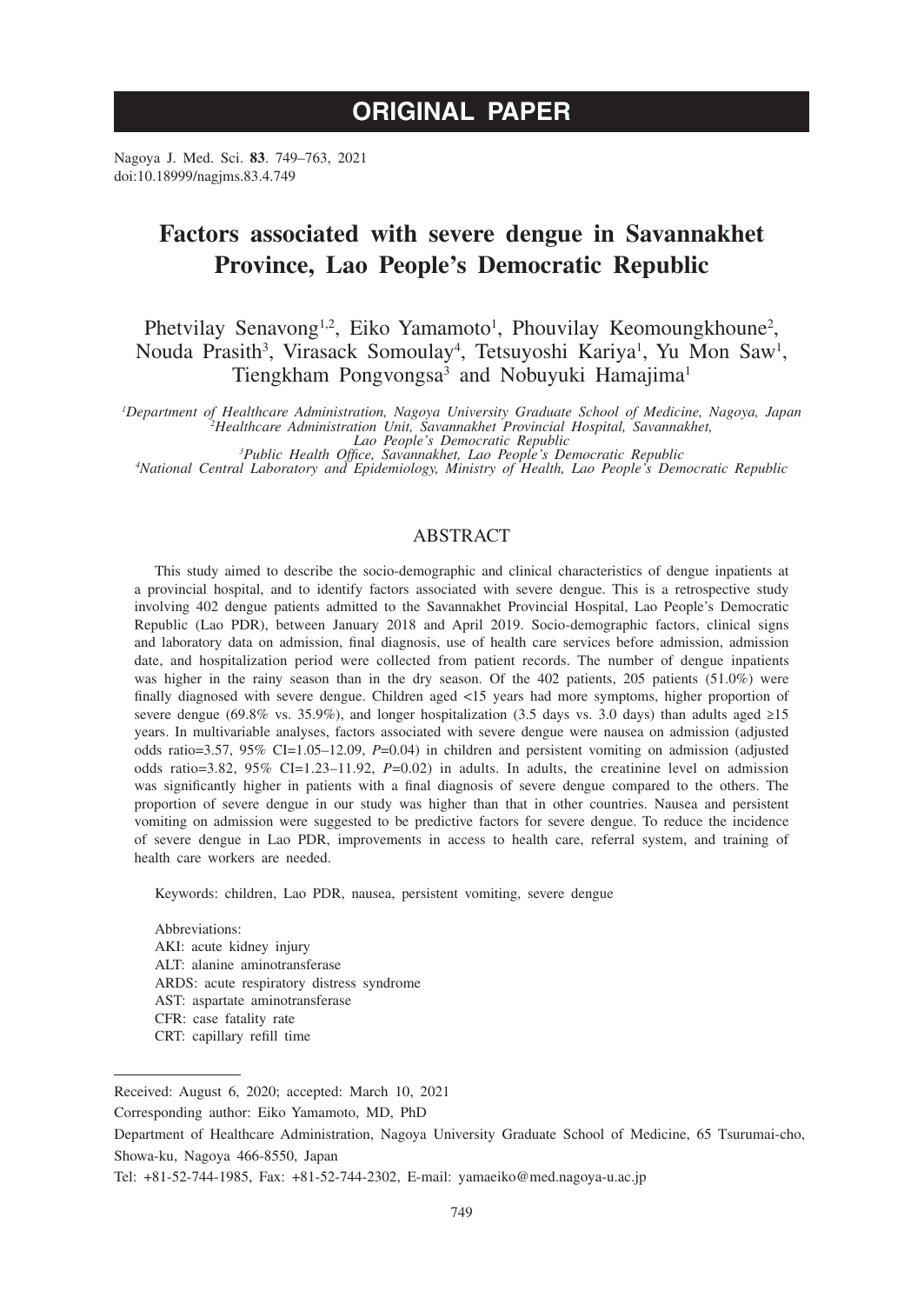ORIGINAL PAPER

# Factors associated with severe dengue in Savannakhet Province, Lao People's Democratic Republic

Phetvilay Senavong[1,2], Eiko Yamamoto[1], Phouvilay Keomoungkhoune[2], Nouda Prasith[3], Virasack Somoulay[4], Tetsuyoshi Kariya[1], Yu Mon Saw[1], Tiengkham Pongvongsa[3] and Nobuyuki Hamajima[1]

*[1]Department of Healthcare Administration, Nagoya University Graduate School of Medicine, Nagoya, Japan*
*[2]Healthcare Administration Unit, Savannakhet Provincial Hospital, Savannakhet, Lao People's Democratic Republic*
*[3]Public Health Office, Savannakhet, Lao People's Democratic Republic*
*[4]National Central Laboratory and Epidemiology, Ministry of Health, Lao People's Democratic Republic*

## ABSTRACT

This study aimed to describe the socio-demographic and clinical characteristics of dengue inpatients at a provincial hospital, and to identify factors associated with severe dengue. This is a retrospective study involving 402 dengue patients admitted to the Savannakhet Provincial Hospital, Lao People's Democratic Republic (Lao PDR), between January 2018 and April 2019. Socio-demographic factors, clinical signs and laboratory data on admission, final diagnosis, use of health care services before admission, admission date, and hospitalization period were collected from patient records. The number of dengue inpatients was higher in the rainy season than in the dry season. Of the 402 patients, 205 patients (51.0%) were finally diagnosed with severe dengue. Children aged <15 years had more symptoms, higher proportion of severe dengue (69.8% vs. 35.9%), and longer hospitalization (3.5 days vs. 3.0 days) than adults aged ≥15 years. In multivariable analyses, factors associated with severe dengue were nausea on admission (adjusted odds ratio=3.57, 95% CI=1.05–12.09, *P*=0.04) in children and persistent vomiting on admission (adjusted odds ratio=3.82, 95% CI=1.23–11.92, *P*=0.02) in adults. In adults, the creatinine level on admission was significantly higher in patients with a final diagnosis of severe dengue compared to the others. The proportion of severe dengue in our study was higher than that in other countries. Nausea and persistent vomiting on admission were suggested to be predictive factors for severe dengue. To reduce the incidence of severe dengue in Lao PDR, improvements in access to health care, referral system, and training of health care workers are needed.

Keywords: children, Lao PDR, nausea, persistent vomiting, severe dengue

Abbreviations:
AKI: acute kidney injury
ALT: alanine aminotransferase
ARDS: acute respiratory distress syndrome
AST: aspartate aminotransferase
CFR: case fatality rate
CRT: capillary refill time

---

Received: August 6, 2020; accepted: March 10, 2021

Corresponding author: Eiko Yamamoto, MD, PhD

Department of Healthcare Administration, Nagoya University Graduate School of Medicine, 65 Tsurumai-cho, Showa-ku, Nagoya 466-8550, Japan

Tel: +81-52-744-1985, Fax: +81-52-744-2302, E-mail: yamaeiko@med.nagoya-u.ac.jp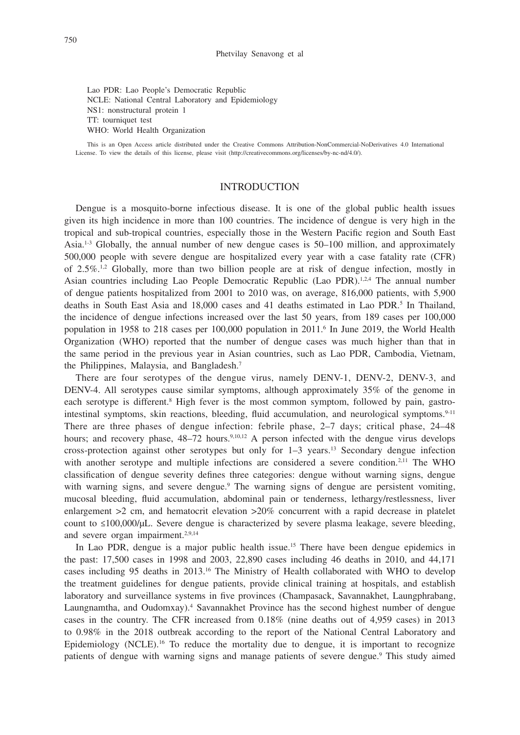Lao PDR: Lao People's Democratic Republic
NCLE: National Central Laboratory and Epidemiology
NS1: nonstructural protein 1
TT: tourniquet test
WHO: World Health Organization

This is an Open Access article distributed under the Creative Commons Attribution-NonCommercial-NoDerivatives 4.0 International License. To view the details of this license, please visit (http://creativecommons.org/licenses/by-nc-nd/4.0/).

## INTRODUCTION

Dengue is a mosquito-borne infectious disease. It is one of the global public health issues given its high incidence in more than 100 countries. The incidence of dengue is very high in the tropical and sub-tropical countries, especially those in the Western Pacific region and South East Asia.[1-3] Globally, the annual number of new dengue cases is 50–100 million, and approximately 500,000 people with severe dengue are hospitalized every year with a case fatality rate (CFR) of 2.5%.[1,2] Globally, more than two billion people are at risk of dengue infection, mostly in Asian countries including Lao People Democratic Republic (Lao PDR).[1,2,4] The annual number of dengue patients hospitalized from 2001 to 2010 was, on average, 816,000 patients, with 5,900 deaths in South East Asia and 18,000 cases and 41 deaths estimated in Lao PDR.[5] In Thailand, the incidence of dengue infections increased over the last 50 years, from 189 cases per 100,000 population in 1958 to 218 cases per 100,000 population in 2011.[6] In June 2019, the World Health Organization (WHO) reported that the number of dengue cases was much higher than that in the same period in the previous year in Asian countries, such as Lao PDR, Cambodia, Vietnam, the Philippines, Malaysia, and Bangladesh.[7]

There are four serotypes of the dengue virus, namely DENV-1, DENV-2, DENV-3, and DENV-4. All serotypes cause similar symptoms, although approximately 35% of the genome in each serotype is different.[8] High fever is the most common symptom, followed by pain, gastrointestinal symptoms, skin reactions, bleeding, fluid accumulation, and neurological symptoms.[9-11] There are three phases of dengue infection: febrile phase, 2–7 days; critical phase, 24–48 hours; and recovery phase, 48–72 hours.[9,10,12] A person infected with the dengue virus develops cross-protection against other serotypes but only for 1–3 years.[13] Secondary dengue infection with another serotype and multiple infections are considered a severe condition.[2,11] The WHO classification of dengue severity defines three categories: dengue without warning signs, dengue with warning signs, and severe dengue.[9] The warning signs of dengue are persistent vomiting, mucosal bleeding, fluid accumulation, abdominal pain or tenderness, lethargy/restlessness, liver enlargement >2 cm, and hematocrit elevation >20% concurrent with a rapid decrease in platelet count to ≤100,000/μL. Severe dengue is characterized by severe plasma leakage, severe bleeding, and severe organ impairment.[2,9,14]

In Lao PDR, dengue is a major public health issue.[15] There have been dengue epidemics in the past: 17,500 cases in 1998 and 2003, 22,890 cases including 46 deaths in 2010, and 44,171 cases including 95 deaths in 2013.[16] The Ministry of Health collaborated with WHO to develop the treatment guidelines for dengue patients, provide clinical training at hospitals, and establish laboratory and surveillance systems in five provinces (Champasack, Savannakhet, Laungphrabang, Laungnamtha, and Oudomxay).[4] Savannakhet Province has the second highest number of dengue cases in the country. The CFR increased from 0.18% (nine deaths out of 4,959 cases) in 2013 to 0.98% in the 2018 outbreak according to the report of the National Central Laboratory and Epidemiology (NCLE).[16] To reduce the mortality due to dengue, it is important to recognize patients of dengue with warning signs and manage patients of severe dengue.[9] This study aimed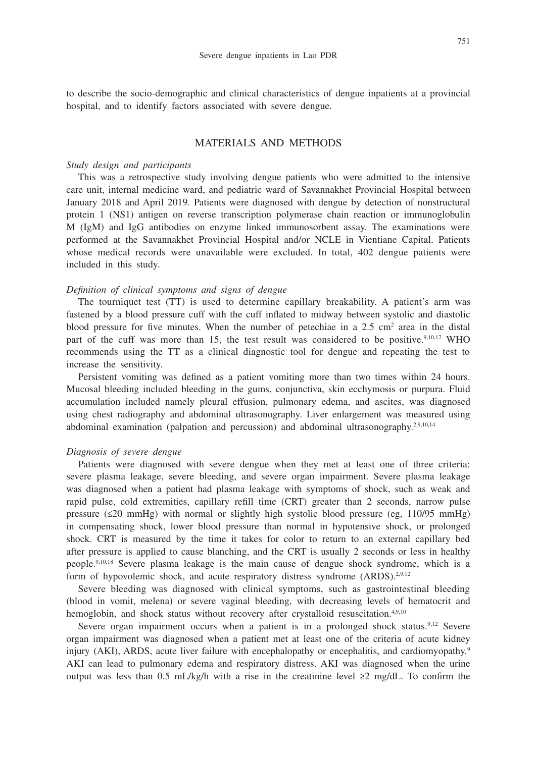to describe the socio-demographic and clinical characteristics of dengue inpatients at a provincial hospital, and to identify factors associated with severe dengue.

## MATERIALS AND METHODS

### *Study design and participants*

This was a retrospective study involving dengue patients who were admitted to the intensive care unit, internal medicine ward, and pediatric ward of Savannakhet Provincial Hospital between January 2018 and April 2019. Patients were diagnosed with dengue by detection of nonstructural protein 1 (NS1) antigen on reverse transcription polymerase chain reaction or immunoglobulin M (IgM) and IgG antibodies on enzyme linked immunosorbent assay. The examinations were performed at the Savannakhet Provincial Hospital and/or NCLE in Vientiane Capital. Patients whose medical records were unavailable were excluded. In total, 402 dengue patients were included in this study.

### *Definition of clinical symptoms and signs of dengue*

The tourniquet test (TT) is used to determine capillary breakability. A patient's arm was fastened by a blood pressure cuff with the cuff inflated to midway between systolic and diastolic blood pressure for five minutes. When the number of petechiae in a 2.5 $cm^2$ area in the distal part of the cuff was more than 15, the test result was considered to be positive.[9,10,17] WHO recommends using the TT as a clinical diagnostic tool for dengue and repeating the test to increase the sensitivity.

Persistent vomiting was defined as a patient vomiting more than two times within 24 hours. Mucosal bleeding included bleeding in the gums, conjunctiva, skin ecchymosis or purpura. Fluid accumulation included namely pleural effusion, pulmonary edema, and ascites, was diagnosed using chest radiography and abdominal ultrasonography. Liver enlargement was measured using abdominal examination (palpation and percussion) and abdominal ultrasonography.[2,9,10,14]

### *Diagnosis of severe dengue*

Patients were diagnosed with severe dengue when they met at least one of three criteria: severe plasma leakage, severe bleeding, and severe organ impairment. Severe plasma leakage was diagnosed when a patient had plasma leakage with symptoms of shock, such as weak and rapid pulse, cold extremities, capillary refill time (CRT) greater than 2 seconds, narrow pulse pressure (≤20 mmHg) with normal or slightly high systolic blood pressure (eg, 110/95 mmHg) in compensating shock, lower blood pressure than normal in hypotensive shock, or prolonged shock. CRT is measured by the time it takes for color to return to an external capillary bed after pressure is applied to cause blanching, and the CRT is usually 2 seconds or less in healthy people.[9,10,18] Severe plasma leakage is the main cause of dengue shock syndrome, which is a form of hypovolemic shock, and acute respiratory distress syndrome (ARDS).[2,9,12]

Severe bleeding was diagnosed with clinical symptoms, such as gastrointestinal bleeding (blood in vomit, melena) or severe vaginal bleeding, with decreasing levels of hematocrit and hemoglobin, and shock status without recovery after crystalloid resuscitation.[4,9,10]

Severe organ impairment occurs when a patient is in a prolonged shock status.[9,12] Severe organ impairment was diagnosed when a patient met at least one of the criteria of acute kidney injury (AKI), ARDS, acute liver failure with encephalopathy or encephalitis, and cardiomyopathy.[9] AKI can lead to pulmonary edema and respiratory distress. AKI was diagnosed when the urine output was less than 0.5 mL/kg/h with a rise in the creatinine level ≥2 mg/dL. To confirm the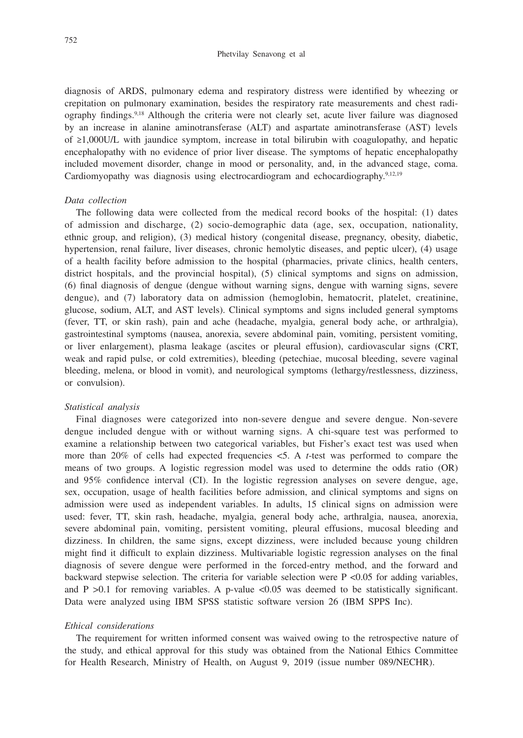diagnosis of ARDS, pulmonary edema and respiratory distress were identified by wheezing or crepitation on pulmonary examination, besides the respiratory rate measurements and chest radiography findings.[9,18] Although the criteria were not clearly set, acute liver failure was diagnosed by an increase in alanine aminotransferase (ALT) and aspartate aminotransferase (AST) levels of ≥1,000U/L with jaundice symptom, increase in total bilirubin with coagulopathy, and hepatic encephalopathy with no evidence of prior liver disease. The symptoms of hepatic encephalopathy included movement disorder, change in mood or personality, and, in the advanced stage, coma. Cardiomyopathy was diagnosis using electrocardiogram and echocardiography.[9,12,19]

### *Data collection*

The following data were collected from the medical record books of the hospital: (1) dates of admission and discharge, (2) socio-demographic data (age, sex, occupation, nationality, ethnic group, and religion), (3) medical history (congenital disease, pregnancy, obesity, diabetic, hypertension, renal failure, liver diseases, chronic hemolytic diseases, and peptic ulcer), (4) usage of a health facility before admission to the hospital (pharmacies, private clinics, health centers, district hospitals, and the provincial hospital), (5) clinical symptoms and signs on admission, (6) final diagnosis of dengue (dengue without warning signs, dengue with warning signs, severe dengue), and (7) laboratory data on admission (hemoglobin, hematocrit, platelet, creatinine, glucose, sodium, ALT, and AST levels). Clinical symptoms and signs included general symptoms (fever, TT, or skin rash), pain and ache (headache, myalgia, general body ache, or arthralgia), gastrointestinal symptoms (nausea, anorexia, severe abdominal pain, vomiting, persistent vomiting, or liver enlargement), plasma leakage (ascites or pleural effusion), cardiovascular signs (CRT, weak and rapid pulse, or cold extremities), bleeding (petechiae, mucosal bleeding, severe vaginal bleeding, melena, or blood in vomit), and neurological symptoms (lethargy/restlessness, dizziness, or convulsion).

### *Statistical analysis*

Final diagnoses were categorized into non-severe dengue and severe dengue. Non-severe dengue included dengue with or without warning signs. A chi-square test was performed to examine a relationship between two categorical variables, but Fisher's exact test was used when more than 20% of cells had expected frequencies <5. A *t*-test was performed to compare the means of two groups. A logistic regression model was used to determine the odds ratio (OR) and 95% confidence interval (CI). In the logistic regression analyses on severe dengue, age, sex, occupation, usage of health facilities before admission, and clinical symptoms and signs on admission were used as independent variables. In adults, 15 clinical signs on admission were used: fever, TT, skin rash, headache, myalgia, general body ache, arthralgia, nausea, anorexia, severe abdominal pain, vomiting, persistent vomiting, pleural effusions, mucosal bleeding and dizziness. In children, the same signs, except dizziness, were included because young children might find it difficult to explain dizziness. Multivariable logistic regression analyses on the final diagnosis of severe dengue were performed in the forced-entry method, and the forward and backward stepwise selection. The criteria for variable selection were $P < 0.05$ for adding variables, and $P > 0.1$ for removing variables. A p-value $< 0.05$ was deemed to be statistically significant. Data were analyzed using IBM SPSS statistic software version 26 (IBM SPPS Inc).

### *Ethical considerations*

The requirement for written informed consent was waived owing to the retrospective nature of the study, and ethical approval for this study was obtained from the National Ethics Committee for Health Research, Ministry of Health, on August 9, 2019 (issue number 089/NECHR).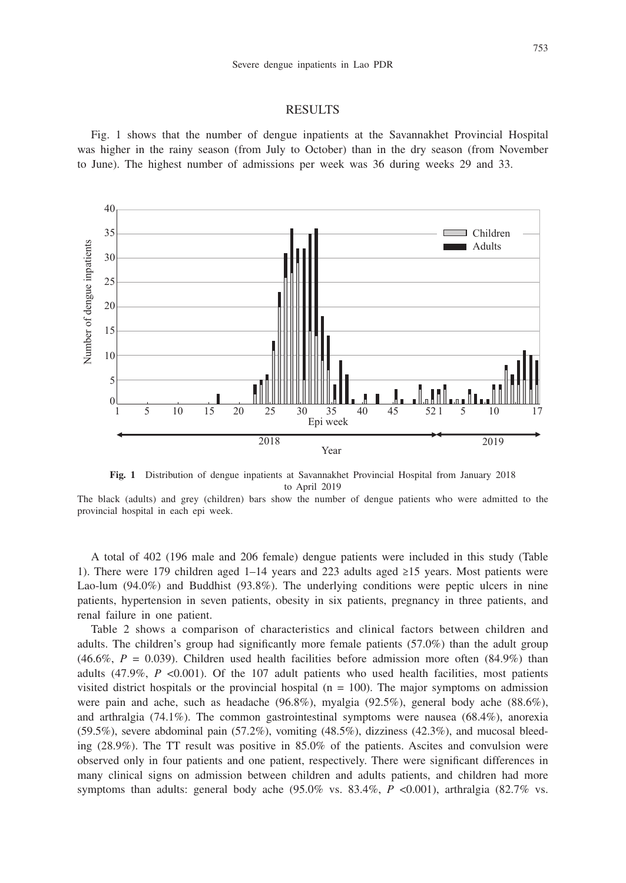## RESULTS

Fig. 1 shows that the number of dengue inpatients at the Savannakhet Provincial Hospital was higher in the rainy season (from July to October) than in the dry season (from November to June). The highest number of admissions per week was 36 during weeks 29 and 33.

**Fig. 1** Distribution of dengue inpatients at Savannakhet Provincial Hospital from January 2018 to April 2019

The black (adults) and grey (children) bars show the number of dengue patients who were admitted to the provincial hospital in each epi week.

A total of 402 (196 male and 206 female) dengue patients were included in this study (Table 1). There were 179 children aged 1–14 years and 223 adults aged ≥15 years. Most patients were Lao-lum (94.0%) and Buddhist (93.8%). The underlying conditions were peptic ulcers in nine patients, hypertension in seven patients, obesity in six patients, pregnancy in three patients, and renal failure in one patient.

Table 2 shows a comparison of characteristics and clinical factors between children and adults. The children's group had significantly more female patients (57.0%) than the adult group (46.6%, $P = 0.039$). Children used health facilities before admission more often (84.9%) than adults (47.9%, $P < 0.001$). Of the 107 adult patients who used health facilities, most patients visited district hospitals or the provincial hospital (n = 100). The major symptoms on admission were pain and ache, such as headache (96.8%), myalgia (92.5%), general body ache (88.6%), and arthralgia (74.1%). The common gastrointestinal symptoms were nausea (68.4%), anorexia (59.5%), severe abdominal pain (57.2%), vomiting (48.5%), dizziness (42.3%), and mucosal bleeding (28.9%). The TT result was positive in 85.0% of the patients. Ascites and convulsion were observed only in four patients and one patient, respectively. There were significant differences in many clinical signs on admission between children and adults patients, and children had more symptoms than adults: general body ache (95.0% vs. 83.4%, $P < 0.001$), arthralgia (82.7% vs.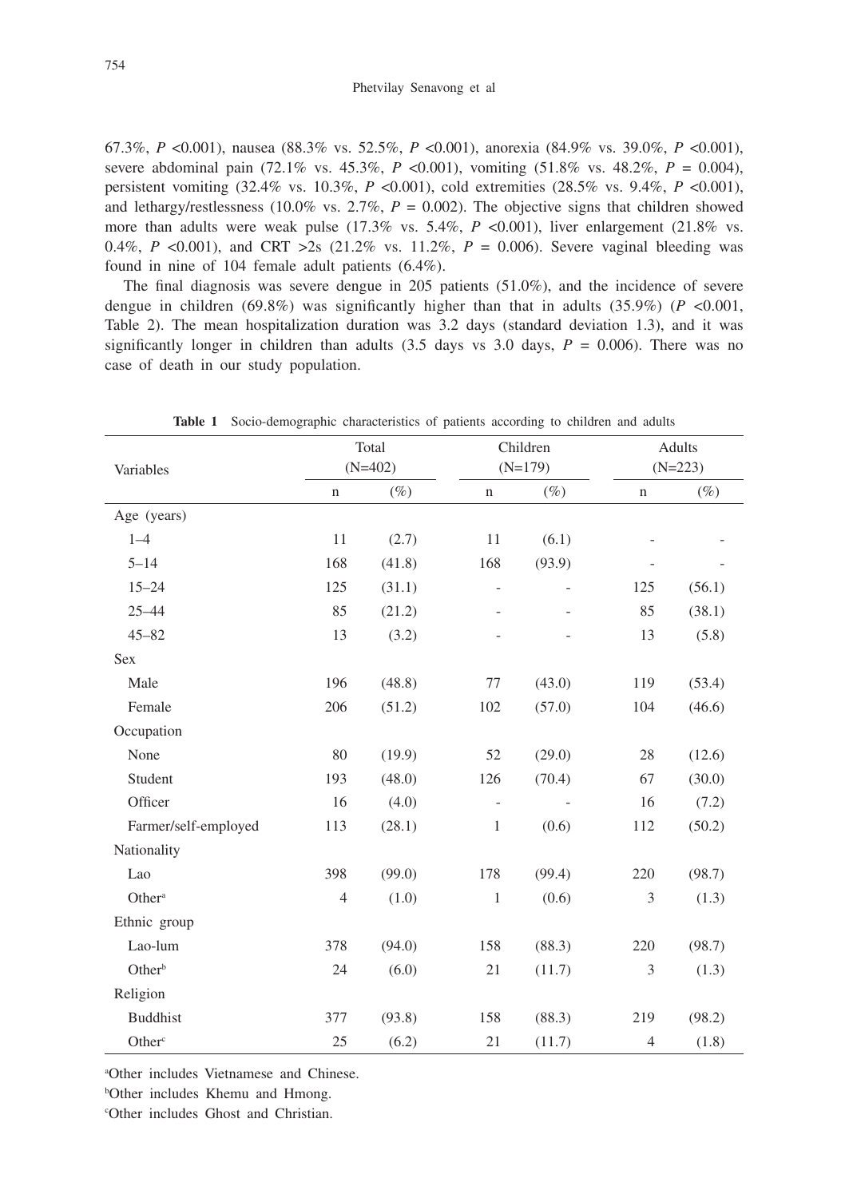67.3%, $P$ <0.001), nausea (88.3% vs. 52.5%, $P$ <0.001), anorexia (84.9% vs. 39.0%, $P$ <0.001), severe abdominal pain (72.1% vs. 45.3%, $P$ <0.001), vomiting (51.8% vs. 48.2%, $P$ = 0.004), persistent vomiting (32.4% vs. 10.3%, $P$ <0.001), cold extremities (28.5% vs. 9.4%, $P$ <0.001), and lethargy/restlessness (10.0% vs. 2.7%, $P$ = 0.002). The objective signs that children showed more than adults were weak pulse (17.3% vs. 5.4%, $P$ <0.001), liver enlargement (21.8% vs. 0.4%, $P$ <0.001), and CRT >2s (21.2% vs. 11.2%, $P$ = 0.006). Severe vaginal bleeding was found in nine of 104 female adult patients (6.4%).

The final diagnosis was severe dengue in 205 patients (51.0%), and the incidence of severe dengue in children (69.8%) was significantly higher than that in adults (35.9%) ($P$ <0.001, Table 2). The mean hospitalization duration was 3.2 days (standard deviation 1.3), and it was significantly longer in children than adults (3.5 days vs 3.0 days, $P$ = 0.006). There was no case of death in our study population.

**Table 1** Socio-demographic characteristics of patients according to children and adults

| Variables | Total (N=402) | | Children (N=179) | | Adults (N=223) | |
|---|---|---|---|---|---|---|
| | n | (%) | n | (%) | n | (%) |
| Age (years) | | | | | | |
| 1–4 | 11 | (2.7) | 11 | (6.1) | - | - |
| 5–14 | 168 | (41.8) | 168 | (93.9) | - | - |
| 15–24 | 125 | (31.1) | - | - | 125 | (56.1) |
| 25–44 | 85 | (21.2) | - | - | 85 | (38.1) |
| 45–82 | 13 | (3.2) | - | - | 13 | (5.8) |
| Sex | | | | | | |
| Male | 196 | (48.8) | 77 | (43.0) | 119 | (53.4) |
| Female | 206 | (51.2) | 102 | (57.0) | 104 | (46.6) |
| Occupation | | | | | | |
| None | 80 | (19.9) | 52 | (29.0) | 28 | (12.6) |
| Student | 193 | (48.0) | 126 | (70.4) | 67 | (30.0) |
| Officer | 16 | (4.0) | - | - | 16 | (7.2) |
| Farmer/self-employed | 113 | (28.1) | 1 | (0.6) | 112 | (50.2) |
| Nationality | | | | | | |
| Lao | 398 | (99.0) | 178 | (99.4) | 220 | (98.7) |
| Other[a] | 4 | (1.0) | 1 | (0.6) | 3 | (1.3) |
| Ethnic group | | | | | | |
| Lao-lum | 378 | (94.0) | 158 | (88.3) | 220 | (98.7) |
| Other[b] | 24 | (6.0) | 21 | (11.7) | 3 | (1.3) |
| Religion | | | | | | |
| Buddhist | 377 | (93.8) | 158 | (88.3) | 219 | (98.2) |
| Other[c] | 25 | (6.2) | 21 | (11.7) | 4 | (1.8) |

[a]Other includes Vietnamese and Chinese.

[b]Other includes Khemu and Hmong.

[c]Other includes Ghost and Christian.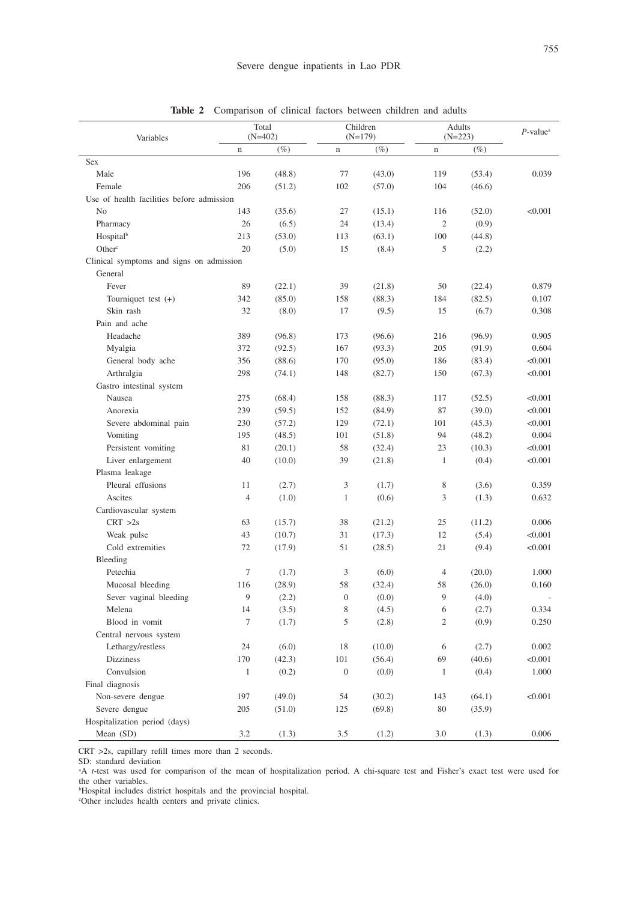**Table 2** Comparison of clinical factors between children and adults

| Variables | Total (N=402) | | Children (N=179) | | Adults (N=223) | | *P*-value[a] |
|---|---|---|---|---|---|---|---|
| | n | (%) | n | (%) | n | (%) | |
| Sex | | | | | | | |
| Male | 196 | (48.8) | 77 | (43.0) | 119 | (53.4) | 0.039 |
| Female | 206 | (51.2) | 102 | (57.0) | 104 | (46.6) | |
| Use of health facilities before admission | | | | | | | |
| No | 143 | (35.6) | 27 | (15.1) | 116 | (52.0) | <0.001 |
| Pharmacy | 26 | (6.5) | 24 | (13.4) | 2 | (0.9) | |
| Hospital[b] | 213 | (53.0) | 113 | (63.1) | 100 | (44.8) | |
| Other[c] | 20 | (5.0) | 15 | (8.4) | 5 | (2.2) | |
| Clinical symptoms and signs on admission | | | | | | | |
| General | | | | | | | |
| Fever | 89 | (22.1) | 39 | (21.8) | 50 | (22.4) | 0.879 |
| Tourniquet test (+) | 342 | (85.0) | 158 | (88.3) | 184 | (82.5) | 0.107 |
| Skin rash | 32 | (8.0) | 17 | (9.5) | 15 | (6.7) | 0.308 |
| Pain and ache | | | | | | | |
| Headache | 389 | (96.8) | 173 | (96.6) | 216 | (96.9) | 0.905 |
| Myalgia | 372 | (92.5) | 167 | (93.3) | 205 | (91.9) | 0.604 |
| General body ache | 356 | (88.6) | 170 | (95.0) | 186 | (83.4) | <0.001 |
| Arthralgia | 298 | (74.1) | 148 | (82.7) | 150 | (67.3) | <0.001 |
| Gastro intestinal system | | | | | | | |
| Nausea | 275 | (68.4) | 158 | (88.3) | 117 | (52.5) | <0.001 |
| Anorexia | 239 | (59.5) | 152 | (84.9) | 87 | (39.0) | <0.001 |
| Severe abdominal pain | 230 | (57.2) | 129 | (72.1) | 101 | (45.3) | <0.001 |
| Vomiting | 195 | (48.5) | 101 | (51.8) | 94 | (48.2) | 0.004 |
| Persistent vomiting | 81 | (20.1) | 58 | (32.4) | 23 | (10.3) | <0.001 |
| Liver enlargement | 40 | (10.0) | 39 | (21.8) | 1 | (0.4) | <0.001 |
| Plasma leakage | | | | | | | |
| Pleural effusions | 11 | (2.7) | 3 | (1.7) | 8 | (3.6) | 0.359 |
| Ascites | 4 | (1.0) | 1 | (0.6) | 3 | (1.3) | 0.632 |
| Cardiovascular system | | | | | | | |
| CRT >2s | 63 | (15.7) | 38 | (21.2) | 25 | (11.2) | 0.006 |
| Weak pulse | 43 | (10.7) | 31 | (17.3) | 12 | (5.4) | <0.001 |
| Cold extremities | 72 | (17.9) | 51 | (28.5) | 21 | (9.4) | <0.001 |
| Bleeding | | | | | | | |
| Petechia | 7 | (1.7) | 3 | (6.0) | 4 | (20.0) | 1.000 |
| Mucosal bleeding | 116 | (28.9) | 58 | (32.4) | 58 | (26.0) | 0.160 |
| Sever vaginal bleeding | 9 | (2.2) | 0 | (0.0) | 9 | (4.0) | - |
| Melena | 14 | (3.5) | 8 | (4.5) | 6 | (2.7) | 0.334 |
| Blood in vomit | 7 | (1.7) | 5 | (2.8) | 2 | (0.9) | 0.250 |
| Central nervous system | | | | | | | |
| Lethargy/restless | 24 | (6.0) | 18 | (10.0) | 6 | (2.7) | 0.002 |
| Dizziness | 170 | (42.3) | 101 | (56.4) | 69 | (40.6) | <0.001 |
| Convulsion | 1 | (0.2) | 0 | (0.0) | 1 | (0.4) | 1.000 |
| Final diagnosis | | | | | | | |
| Non-severe dengue | 197 | (49.0) | 54 | (30.2) | 143 | (64.1) | <0.001 |
| Severe dengue | 205 | (51.0) | 125 | (69.8) | 80 | (35.9) | |
| Hospitalization period (days) | | | | | | | |
| Mean (SD) | 3.2 | (1.3) | 3.5 | (1.2) | 3.0 | (1.3) | 0.006 |

CRT >2s, capillary refill times more than 2 seconds.
SD: standard deviation
[a]A *t*-test was used for comparison of the mean of hospitalization period. A chi-square test and Fisher's exact test were used for the other variables.
[b]Hospital includes district hospitals and the provincial hospital.
[c]Other includes health centers and private clinics.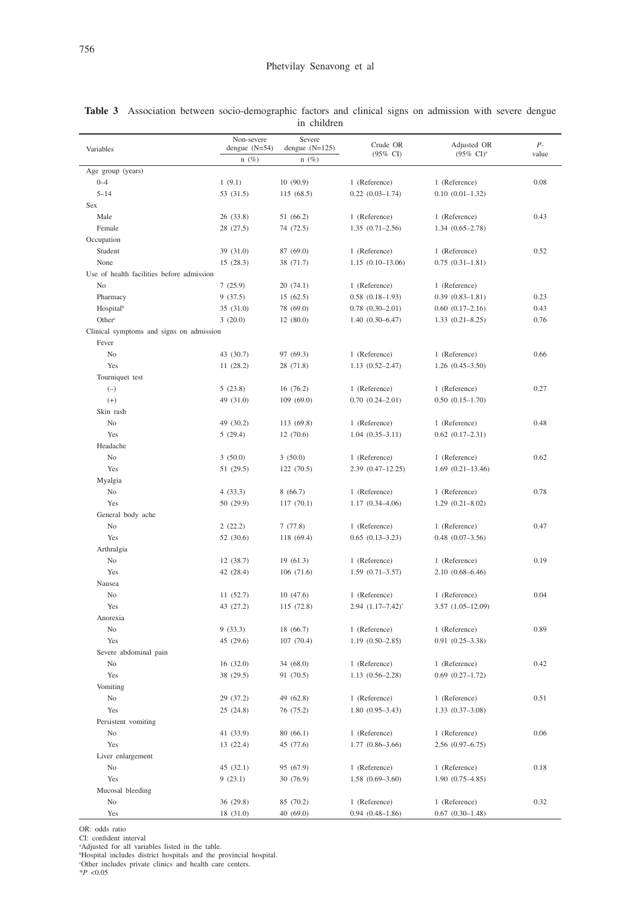**Table 3** Association between socio-demographic factors and clinical signs on admission with severe dengue in children

| Variables | Non-severe dengue (N=54) n (%) | Severe dengue (N=125) n (%) | Crude OR (95% CI) | Adjusted OR (95% CI)[a] | *P*-value |
|---|---|---|---|---|---|
| Age group (years) | | | | | |
| 0–4 | 1 (9.1) | 10 (90.9) | 1 (Reference) | 1 (Reference) | 0.08 |
| 5–14 | 53 (31.5) | 115 (68.5) | 0.22 (0.03–1.74) | 0.10 (0.01–1.32) | |
| Sex | | | | | |
| Male | 26 (33.8) | 51 (66.2) | 1 (Reference) | 1 (Reference) | 0.43 |
| Female | 28 (27.5) | 74 (72.5) | 1.35 (0.71–2.56) | 1.34 (0.65–2.78) | |
| Occupation | | | | | |
| Student | 39 (31.0) | 87 (69.0) | 1 (Reference) | 1 (Reference) | 0.52 |
| None | 15 (28.3) | 38 (71.7) | 1.15 (0.10–13.06) | 0.75 (0.31–1.81) | |
| Use of health facilities before admission | | | | | |
| No | 7 (25.9) | 20 (74.1) | 1 (Reference) | 1 (Reference) | |
| Pharmacy | 9 (37.5) | 15 (62.5) | 0.58 (0.18–1.93) | 0.39 (0.83–1.81) | 0.23 |
| Hospital[b] | 35 (31.0) | 78 (69.0) | 0.78 (0.30–2.01) | 0.60 (0.17–2.16) | 0.43 |
| Other[c] | 3 (20.0) | 12 (80.0) | 1.40 (0.30–6.47) | 1.33 (0.21–8.25) | 0.76 |
| Clinical symptoms and signs on admission | | | | | |
| Fever | | | | | |
| No | 43 (30.7) | 97 (69.3) | 1 (Reference) | 1 (Reference) | 0.66 |
| Yes | 11 (28.2) | 28 (71.8) | 1.13 (0.52–2.47) | 1.26 (0.45–3.50) | |
| Tourniquet test | | | | | |
| (–) | 5 (23.8) | 16 (76.2) | 1 (Reference) | 1 (Reference) | 0.27 |
| (+) | 49 (31.0) | 109 (69.0) | 0.70 (0.24–2.01) | 0.50 (0.15–1.70) | |
| Skin rash | | | | | |
| No | 49 (30.2) | 113 (69.8) | 1 (Reference) | 1 (Reference) | 0.48 |
| Yes | 5 (29.4) | 12 (70.6) | 1.04 (0.35–3.11) | 0.62 (0.17–2.31) | |
| Headache | | | | | |
| No | 3 (50.0) | 3 (50.0) | 1 (Reference) | 1 (Reference) | 0.62 |
| Yes | 51 (29.5) | 122 (70.5) | 2.39 (0.47–12.25) | 1.69 (0.21–13.46) | |
| Myalgia | | | | | |
| No | 4 (33.3) | 8 (66.7) | 1 (Reference) | 1 (Reference) | 0.78 |
| Yes | 50 (29.9) | 117 (70.1) | 1.17 (0.34–4.06) | 1.29 (0.21–8.02) | |
| General body ache | | | | | |
| No | 2 (22.2) | 7 (77.8) | 1 (Reference) | 1 (Reference) | 0.47 |
| Yes | 52 (30.6) | 118 (69.4) | 0.65 (0.13–3.23) | 0.48 (0.07–3.56) | |
| Arthralgia | | | | | |
| No | 12 (38.7) | 19 (61.3) | 1 (Reference) | 1 (Reference) | 0.19 |
| Yes | 42 (28.4) | 106 (71.6) | 1.59 (0.71–3.57) | 2.10 (0.68–6.46) | |
| Nausea | | | | | |
| No | 11 (52.7) | 10 (47.6) | 1 (Reference) | 1 (Reference) | 0.04 |
| Yes | 43 (27.2) | 115 (72.8) | 2.94 (1.17–7.42)* | 3.57 (1.05–12.09) | |
| Anorexia | | | | | |
| No | 9 (33.3) | 18 (66.7) | 1 (Reference) | 1 (Reference) | 0.89 |
| Yes | 45 (29.6) | 107 (70.4) | 1.19 (0.50–2.85) | 0.91 (0.25–3.38) | |
| Severe abdominal pain | | | | | |
| No | 16 (32.0) | 34 (68.0) | 1 (Reference) | 1 (Reference) | 0.42 |
| Yes | 38 (29.5) | 91 (70.5) | 1.13 (0.56–2.28) | 0.69 (0.27–1.72) | |
| Vomiting | | | | | |
| No | 29 (37.2) | 49 (62.8) | 1 (Reference) | 1 (Reference) | 0.51 |
| Yes | 25 (24.8) | 76 (75.2) | 1.80 (0.95–3.43) | 1.33 (0.37–3.08) | |
| Persistent vomiting | | | | | |
| No | 41 (33.9) | 80 (66.1) | 1 (Reference) | 1 (Reference) | 0.06 |
| Yes | 13 (22.4) | 45 (77.6) | 1.77 (0.86–3.66) | 2.56 (0.97–6.75) | |
| Liver enlargement | | | | | |
| No | 45 (32.1) | 95 (67.9) | 1 (Reference) | 1 (Reference) | 0.18 |
| Yes | 9 (23.1) | 30 (76.9) | 1.58 (0.69–3.60) | 1.90 (0.75–4.85) | |
| Mucosal bleeding | | | | | |
| No | 36 (29.8) | 85 (70.2) | 1 (Reference) | 1 (Reference) | 0.32 |
| Yes | 18 (31.0) | 40 (69.0) | 0.94 (0.48–1.86) | 0.67 (0.30–1.48) | |

OR: odds ratio
CI: confident interval
[a]Adjusted for all variables listed in the table.
[b]Hospital includes district hospitals and the provincial hospital.
[c]Other includes private clinics and health care centers.
*$P < 0.05$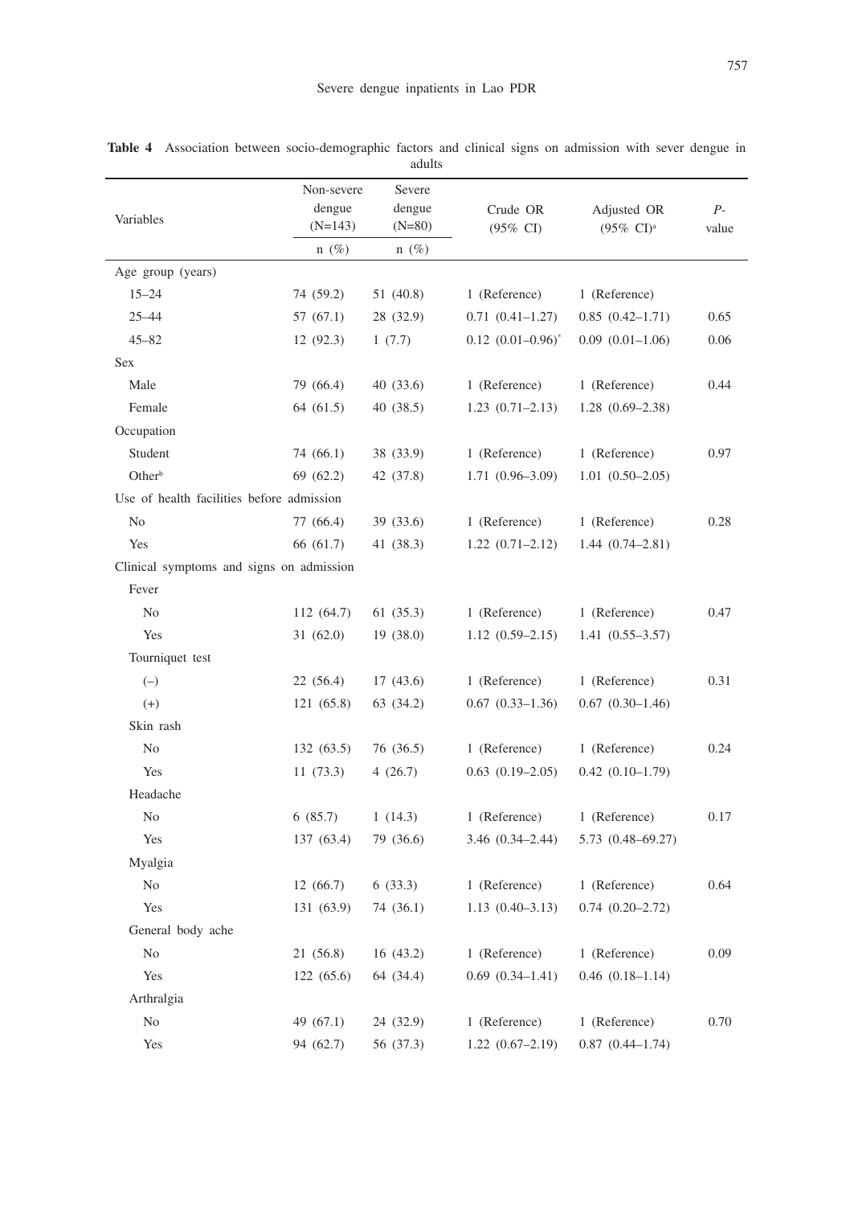**Table 4** Association between socio-demographic factors and clinical signs on admission with sever dengue in adults

| Variables | Non-severe dengue (N=143) | Severe dengue (N=80) | Crude OR (95% CI) | Adjusted OR (95% CI)[a] | *P*-value |
|---|---|---|---|---|---|
| | n (%) | n (%) | | | |
| Age group (years) | | | | | |
| 15–24 | 74 (59.2) | 51 (40.8) | 1 (Reference) | 1 (Reference) | |
| 25–44 | 57 (67.1) | 28 (32.9) | 0.71 (0.41–1.27) | 0.85 (0.42–1.71) | 0.65 |
| 45–82 | 12 (92.3) | 1 (7.7) | 0.12 (0.01–0.96)* | 0.09 (0.01–1.06) | 0.06 |
| Sex | | | | | |
| Male | 79 (66.4) | 40 (33.6) | 1 (Reference) | 1 (Reference) | 0.44 |
| Female | 64 (61.5) | 40 (38.5) | 1.23 (0.71–2.13) | 1.28 (0.69–2.38) | |
| Occupation | | | | | |
| Student | 74 (66.1) | 38 (33.9) | 1 (Reference) | 1 (Reference) | 0.97 |
| Other[b] | 69 (62.2) | 42 (37.8) | 1.71 (0.96–3.09) | 1.01 (0.50–2.05) | |
| Use of health facilities before admission | | | | | |
| No | 77 (66.4) | 39 (33.6) | 1 (Reference) | 1 (Reference) | 0.28 |
| Yes | 66 (61.7) | 41 (38.3) | 1.22 (0.71–2.12) | 1.44 (0.74–2.81) | |
| Clinical symptoms and signs on admission | | | | | |
| Fever | | | | | |
| No | 112 (64.7) | 61 (35.3) | 1 (Reference) | 1 (Reference) | 0.47 |
| Yes | 31 (62.0) | 19 (38.0) | 1.12 (0.59–2.15) | 1.41 (0.55–3.57) | |
| Tourniquet test | | | | | |
| (–) | 22 (56.4) | 17 (43.6) | 1 (Reference) | 1 (Reference) | 0.31 |
| (+) | 121 (65.8) | 63 (34.2) | 0.67 (0.33–1.36) | 0.67 (0.30–1.46) | |
| Skin rash | | | | | |
| No | 132 (63.5) | 76 (36.5) | 1 (Reference) | 1 (Reference) | 0.24 |
| Yes | 11 (73.3) | 4 (26.7) | 0.63 (0.19–2.05) | 0.42 (0.10–1.79) | |
| Headache | | | | | |
| No | 6 (85.7) | 1 (14.3) | 1 (Reference) | 1 (Reference) | 0.17 |
| Yes | 137 (63.4) | 79 (36.6) | 3.46 (0.34–2.44) | 5.73 (0.48–69.27) | |
| Myalgia | | | | | |
| No | 12 (66.7) | 6 (33.3) | 1 (Reference) | 1 (Reference) | 0.64 |
| Yes | 131 (63.9) | 74 (36.1) | 1.13 (0.40–3.13) | 0.74 (0.20–2.72) | |
| General body ache | | | | | |
| No | 21 (56.8) | 16 (43.2) | 1 (Reference) | 1 (Reference) | 0.09 |
| Yes | 122 (65.6) | 64 (34.4) | 0.69 (0.34–1.41) | 0.46 (0.18–1.14) | |
| Arthralgia | | | | | |
| No | 49 (67.1) | 24 (32.9) | 1 (Reference) | 1 (Reference) | 0.70 |
| Yes | 94 (62.7) | 56 (37.3) | 1.22 (0.67–2.19) | 0.87 (0.44–1.74) | |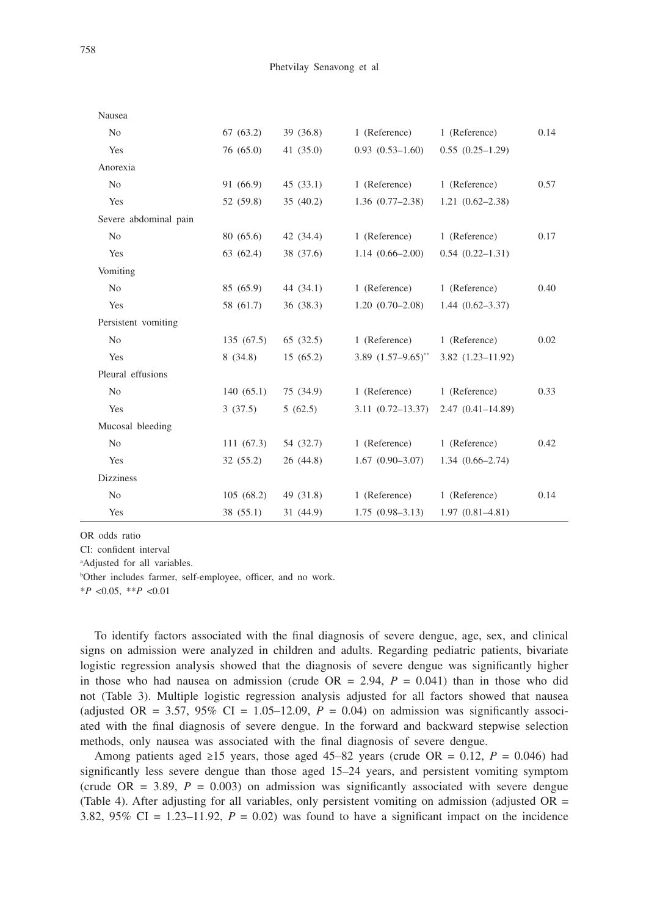| | | | | | |
|---|---|---|---|---|---|
| Nausea | | | | | |
| No | 67 (63.2) | 39 (36.8) | 1 (Reference) | 1 (Reference) | 0.14 |
| Yes | 76 (65.0) | 41 (35.0) | 0.93 (0.53–1.60) | 0.55 (0.25–1.29) | |
| Anorexia | | | | | |
| No | 91 (66.9) | 45 (33.1) | 1 (Reference) | 1 (Reference) | 0.57 |
| Yes | 52 (59.8) | 35 (40.2) | 1.36 (0.77–2.38) | 1.21 (0.62–2.38) | |
| Severe abdominal pain | | | | | |
| No | 80 (65.6) | 42 (34.4) | 1 (Reference) | 1 (Reference) | 0.17 |
| Yes | 63 (62.4) | 38 (37.6) | 1.14 (0.66–2.00) | 0.54 (0.22–1.31) | |
| Vomiting | | | | | |
| No | 85 (65.9) | 44 (34.1) | 1 (Reference) | 1 (Reference) | 0.40 |
| Yes | 58 (61.7) | 36 (38.3) | 1.20 (0.70–2.08) | 1.44 (0.62–3.37) | |
| Persistent vomiting | | | | | |
| No | 135 (67.5) | 65 (32.5) | 1 (Reference) | 1 (Reference) | 0.02 |
| Yes | 8 (34.8) | 15 (65.2) | 3.89 (1.57–9.65)** | 3.82 (1.23–11.92) | |
| Pleural effusions | | | | | |
| No | 140 (65.1) | 75 (34.9) | 1 (Reference) | 1 (Reference) | 0.33 |
| Yes | 3 (37.5) | 5 (62.5) | 3.11 (0.72–13.37) | 2.47 (0.41–14.89) | |
| Mucosal bleeding | | | | | |
| No | 111 (67.3) | 54 (32.7) | 1 (Reference) | 1 (Reference) | 0.42 |
| Yes | 32 (55.2) | 26 (44.8) | 1.67 (0.90–3.07) | 1.34 (0.66–2.74) | |
| Dizziness | | | | | |
| No | 105 (68.2) | 49 (31.8) | 1 (Reference) | 1 (Reference) | 0.14 |
| Yes | 38 (55.1) | 31 (44.9) | 1.75 (0.98–3.13) | 1.97 (0.81–4.81) | |

OR odds ratio

CI: confident interval

[a]Adjusted for all variables.

[b]Other includes farmer, self-employee, officer, and no work.

*$P$ <0.05, **$P$ <0.01

To identify factors associated with the final diagnosis of severe dengue, age, sex, and clinical signs on admission were analyzed in children and adults. Regarding pediatric patients, bivariate logistic regression analysis showed that the diagnosis of severe dengue was significantly higher in those who had nausea on admission (crude OR = 2.94, $P$ = 0.041) than in those who did not (Table 3). Multiple logistic regression analysis adjusted for all factors showed that nausea (adjusted OR = 3.57, 95% CI = 1.05–12.09, $P$ = 0.04) on admission was significantly associated with the final diagnosis of severe dengue. In the forward and backward stepwise selection methods, only nausea was associated with the final diagnosis of severe dengue.

Among patients aged ≥15 years, those aged 45–82 years (crude OR = 0.12, $P$ = 0.046) had significantly less severe dengue than those aged 15–24 years, and persistent vomiting symptom (crude OR = 3.89, $P$ = 0.003) on admission was significantly associated with severe dengue (Table 4). After adjusting for all variables, only persistent vomiting on admission (adjusted OR = 3.82, 95% CI = 1.23–11.92, $P$ = 0.02) was found to have a significant impact on the incidence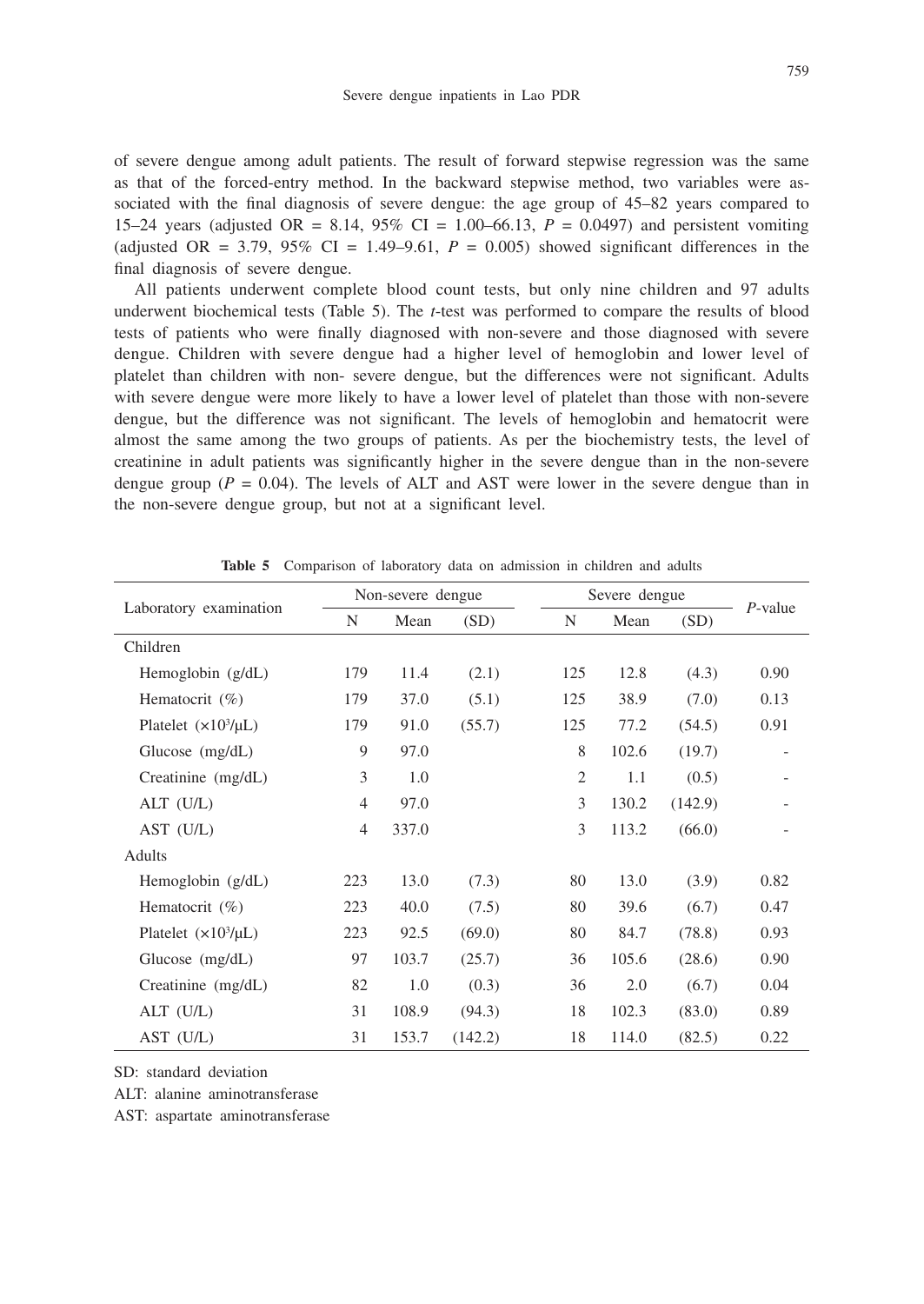of severe dengue among adult patients. The result of forward stepwise regression was the same as that of the forced-entry method. In the backward stepwise method, two variables were associated with the final diagnosis of severe dengue: the age group of 45–82 years compared to 15–24 years (adjusted OR = 8.14, 95% CI = 1.00–66.13, $P$ = 0.0497) and persistent vomiting (adjusted OR = 3.79, 95% CI = 1.49–9.61, $P$ = 0.005) showed significant differences in the final diagnosis of severe dengue.

All patients underwent complete blood count tests, but only nine children and 97 adults underwent biochemical tests (Table 5). The *t*-test was performed to compare the results of blood tests of patients who were finally diagnosed with non-severe and those diagnosed with severe dengue. Children with severe dengue had a higher level of hemoglobin and lower level of platelet than children with non- severe dengue, but the differences were not significant. Adults with severe dengue were more likely to have a lower level of platelet than those with non-severe dengue, but the difference was not significant. The levels of hemoglobin and hematocrit were almost the same among the two groups of patients. As per the biochemistry tests, the level of creatinine in adult patients was significantly higher in the severe dengue than in the non-severe dengue group ($P$ = 0.04). The levels of ALT and AST were lower in the severe dengue than in the non-severe dengue group, but not at a significant level.

**Table 5** Comparison of laboratory data on admission in children and adults

| Laboratory examination | Non-severe dengue | | | Severe dengue | | | *P*-value |
|---|---|---|---|---|---|---|---|
| | N | Mean | (SD) | N | Mean | (SD) | |
| Children | | | | | | | |
| Hemoglobin (g/dL) | 179 | 11.4 | (2.1) | 125 | 12.8 | (4.3) | 0.90 |
| Hematocrit (%) | 179 | 37.0 | (5.1) | 125 | 38.9 | (7.0) | 0.13 |
| Platelet ($\times 10^3/\mu L$) | 179 | 91.0 | (55.7) | 125 | 77.2 | (54.5) | 0.91 |
| Glucose (mg/dL) | 9 | 97.0 | | 8 | 102.6 | (19.7) | - |
| Creatinine (mg/dL) | 3 | 1.0 | | 2 | 1.1 | (0.5) | - |
| ALT (U/L) | 4 | 97.0 | | 3 | 130.2 | (142.9) | - |
| AST (U/L) | 4 | 337.0 | | 3 | 113.2 | (66.0) | - |
| Adults | | | | | | | |
| Hemoglobin (g/dL) | 223 | 13.0 | (7.3) | 80 | 13.0 | (3.9) | 0.82 |
| Hematocrit (%) | 223 | 40.0 | (7.5) | 80 | 39.6 | (6.7) | 0.47 |
| Platelet ($\times 10^3/\mu L$) | 223 | 92.5 | (69.0) | 80 | 84.7 | (78.8) | 0.93 |
| Glucose (mg/dL) | 97 | 103.7 | (25.7) | 36 | 105.6 | (28.6) | 0.90 |
| Creatinine (mg/dL) | 82 | 1.0 | (0.3) | 36 | 2.0 | (6.7) | 0.04 |
| ALT (U/L) | 31 | 108.9 | (94.3) | 18 | 102.3 | (83.0) | 0.89 |
| AST (U/L) | 31 | 153.7 | (142.2) | 18 | 114.0 | (82.5) | 0.22 |

SD: standard deviation

ALT: alanine aminotransferase

AST: aspartate aminotransferase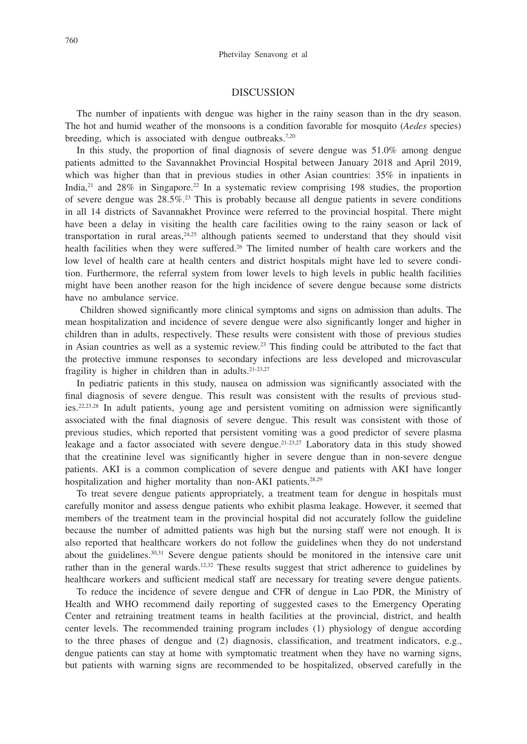## DISCUSSION

The number of inpatients with dengue was higher in the rainy season than in the dry season. The hot and humid weather of the monsoons is a condition favorable for mosquito (*Aedes* species) breeding, which is associated with dengue outbreaks.[7,20]

In this study, the proportion of final diagnosis of severe dengue was 51.0% among dengue patients admitted to the Savannakhet Provincial Hospital between January 2018 and April 2019, which was higher than that in previous studies in other Asian countries: 35% in inpatients in India,[21] and 28% in Singapore.[22] In a systematic review comprising 198 studies, the proportion of severe dengue was 28.5%.[23] This is probably because all dengue patients in severe conditions in all 14 districts of Savannakhet Province were referred to the provincial hospital. There might have been a delay in visiting the health care facilities owing to the rainy season or lack of transportation in rural areas,[24,25] although patients seemed to understand that they should visit health facilities when they were suffered.[26] The limited number of health care workers and the low level of health care at health centers and district hospitals might have led to severe condition. Furthermore, the referral system from lower levels to high levels in public health facilities might have been another reason for the high incidence of severe dengue because some districts have no ambulance service.

Children showed significantly more clinical symptoms and signs on admission than adults. The mean hospitalization and incidence of severe dengue were also significantly longer and higher in children than in adults, respectively. These results were consistent with those of previous studies in Asian countries as well as a systemic review.[23] This finding could be attributed to the fact that the protective immune responses to secondary infections are less developed and microvascular fragility is higher in children than in adults.[21-23,27]

In pediatric patients in this study, nausea on admission was significantly associated with the final diagnosis of severe dengue. This result was consistent with the results of previous studies.[22,23,28] In adult patients, young age and persistent vomiting on admission were significantly associated with the final diagnosis of severe dengue. This result was consistent with those of previous studies, which reported that persistent vomiting was a good predictor of severe plasma leakage and a factor associated with severe dengue.[21-23,27] Laboratory data in this study showed that the creatinine level was significantly higher in severe dengue than in non-severe dengue patients. AKI is a common complication of severe dengue and patients with AKI have longer hospitalization and higher mortality than non-AKI patients.[28,29]

To treat severe dengue patients appropriately, a treatment team for dengue in hospitals must carefully monitor and assess dengue patients who exhibit plasma leakage. However, it seemed that members of the treatment team in the provincial hospital did not accurately follow the guideline because the number of admitted patients was high but the nursing staff were not enough. It is also reported that healthcare workers do not follow the guidelines when they do not understand about the guidelines.[30,31] Severe dengue patients should be monitored in the intensive care unit rather than in the general wards.[12,32] These results suggest that strict adherence to guidelines by healthcare workers and sufficient medical staff are necessary for treating severe dengue patients.

To reduce the incidence of severe dengue and CFR of dengue in Lao PDR, the Ministry of Health and WHO recommend daily reporting of suggested cases to the Emergency Operating Center and retraining treatment teams in health facilities at the provincial, district, and health center levels. The recommended training program includes (1) physiology of dengue according to the three phases of dengue and (2) diagnosis, classification, and treatment indicators, e.g., dengue patients can stay at home with symptomatic treatment when they have no warning signs, but patients with warning signs are recommended to be hospitalized, observed carefully in the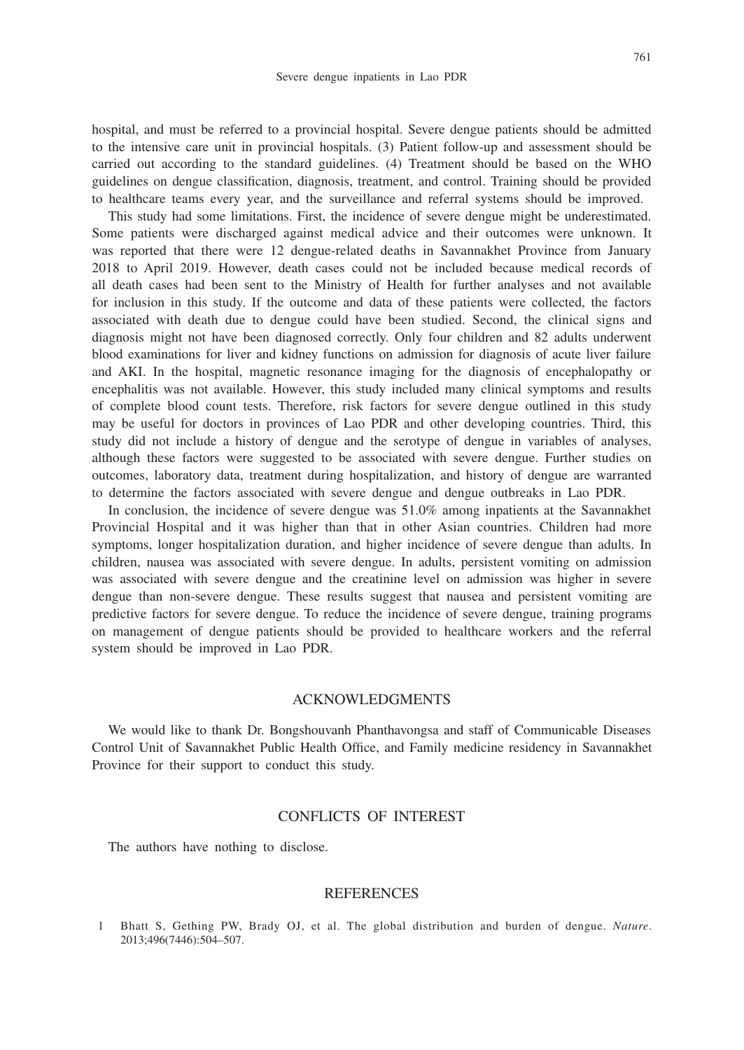hospital, and must be referred to a provincial hospital. Severe dengue patients should be admitted to the intensive care unit in provincial hospitals. (3) Patient follow-up and assessment should be carried out according to the standard guidelines. (4) Treatment should be based on the WHO guidelines on dengue classification, diagnosis, treatment, and control. Training should be provided to healthcare teams every year, and the surveillance and referral systems should be improved.

This study had some limitations. First, the incidence of severe dengue might be underestimated. Some patients were discharged against medical advice and their outcomes were unknown. It was reported that there were 12 dengue-related deaths in Savannakhet Province from January 2018 to April 2019. However, death cases could not be included because medical records of all death cases had been sent to the Ministry of Health for further analyses and not available for inclusion in this study. If the outcome and data of these patients were collected, the factors associated with death due to dengue could have been studied. Second, the clinical signs and diagnosis might not have been diagnosed correctly. Only four children and 82 adults underwent blood examinations for liver and kidney functions on admission for diagnosis of acute liver failure and AKI. In the hospital, magnetic resonance imaging for the diagnosis of encephalopathy or encephalitis was not available. However, this study included many clinical symptoms and results of complete blood count tests. Therefore, risk factors for severe dengue outlined in this study may be useful for doctors in provinces of Lao PDR and other developing countries. Third, this study did not include a history of dengue and the serotype of dengue in variables of analyses, although these factors were suggested to be associated with severe dengue. Further studies on outcomes, laboratory data, treatment during hospitalization, and history of dengue are warranted to determine the factors associated with severe dengue and dengue outbreaks in Lao PDR.

In conclusion, the incidence of severe dengue was 51.0% among inpatients at the Savannakhet Provincial Hospital and it was higher than that in other Asian countries. Children had more symptoms, longer hospitalization duration, and higher incidence of severe dengue than adults. In children, nausea was associated with severe dengue. In adults, persistent vomiting on admission was associated with severe dengue and the creatinine level on admission was higher in severe dengue than non-severe dengue. These results suggest that nausea and persistent vomiting are predictive factors for severe dengue. To reduce the incidence of severe dengue, training programs on management of dengue patients should be provided to healthcare workers and the referral system should be improved in Lao PDR.

## ACKNOWLEDGMENTS

We would like to thank Dr. Bongshouvanh Phanthavongsa and staff of Communicable Diseases Control Unit of Savannakhet Public Health Office, and Family medicine residency in Savannakhet Province for their support to conduct this study.

## CONFLICTS OF INTEREST

The authors have nothing to disclose.

## REFERENCES

1 Bhatt S, Gething PW, Brady OJ, et al. The global distribution and burden of dengue. *Nature*. 2013;496(7446):504–507.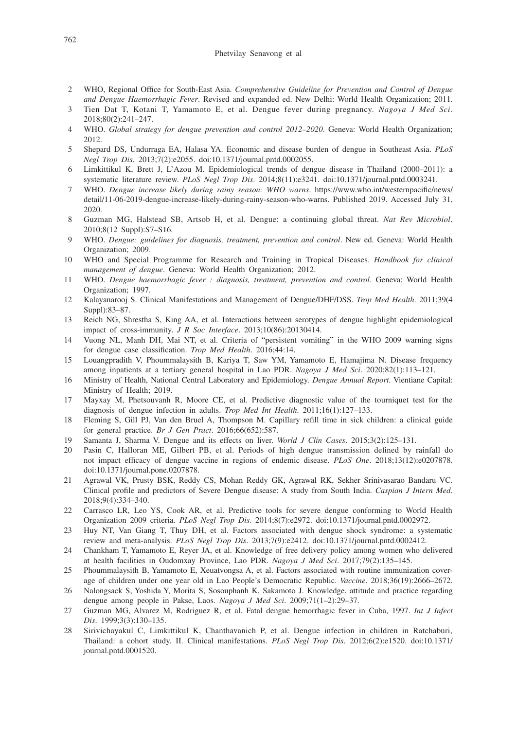2. WHO, Regional Office for South-East Asia. *Comprehensive Guideline for Prevention and Control of Dengue and Dengue Haemorrhagic Fever*. Revised and expanded ed. New Delhi: World Health Organization; 2011.
3. Tien Dat T, Kotani T, Yamamoto E, et al. Dengue fever during pregnancy. *Nagoya J Med Sci*. 2018;80(2):241–247.
4. WHO. *Global strategy for dengue prevention and control 2012–2020*. Geneva: World Health Organization; 2012.
5. Shepard DS, Undurraga EA, Halasa YA. Economic and disease burden of dengue in Southeast Asia. *PLoS Negl Trop Dis*. 2013;7(2):e2055. doi:10.1371/journal.pntd.0002055.
6. Limkittikul K, Brett J, L'Azou M. Epidemiological trends of dengue disease in Thailand (2000–2011): a systematic literature review. *PLoS Negl Trop Dis*. 2014;8(11):e3241. doi:10.1371/journal.pntd.0003241.
7. WHO. *Dengue increase likely during rainy season: WHO warns*. https://www.who.int/westernpacific/news/detail/11-06-2019-dengue-increase-likely-during-rainy-season-who-warns. Published 2019. Accessed July 31, 2020.
8. Guzman MG, Halstead SB, Artsob H, et al. Dengue: a continuing global threat. *Nat Rev Microbiol*. 2010;8(12 Suppl):S7–S16.
9. WHO. *Dengue: guidelines for diagnosis, treatment, prevention and control*. New ed. Geneva: World Health Organization; 2009.
10. WHO and Special Programme for Research and Training in Tropical Diseases. *Handbook for clinical management of dengue*. Geneva: World Health Organization; 2012.
11. WHO. *Dengue haemorrhagic fever : diagnosis, treatment, prevention and control*. Geneva: World Health Organization; 1997.
12. Kalayanarooj S. Clinical Manifestations and Management of Dengue/DHF/DSS. *Trop Med Health*. 2011;39(4 Suppl):83–87.
13. Reich NG, Shrestha S, King AA, et al. Interactions between serotypes of dengue highlight epidemiological impact of cross-immunity. *J R Soc Interface*. 2013;10(86):20130414.
14. Vuong NL, Manh DH, Mai NT, et al. Criteria of "persistent vomiting" in the WHO 2009 warning signs for dengue case classification. *Trop Med Health*. 2016;44:14.
15. Louangpradith V, Phoummalaysith B, Kariya T, Saw YM, Yamamoto E, Hamajima N. Disease frequency among inpatients at a tertiary general hospital in Lao PDR. *Nagoya J Med Sci*. 2020;82(1):113–121.
16. Ministry of Health, National Central Laboratory and Epidemiology. *Dengue Annual Report*. Vientiane Capital: Ministry of Health; 2019.
17. Mayxay M, Phetsouvanh R, Moore CE, et al. Predictive diagnostic value of the tourniquet test for the diagnosis of dengue infection in adults. *Trop Med Int Health*. 2011;16(1):127–133.
18. Fleming S, Gill PJ, Van den Bruel A, Thompson M. Capillary refill time in sick children: a clinical guide for general practice. *Br J Gen Pract*. 2016;66(652):587.
19. Samanta J, Sharma V. Dengue and its effects on liver. *World J Clin Cases*. 2015;3(2):125–131.
20. Pasin C, Halloran ME, Gilbert PB, et al. Periods of high dengue transmission defined by rainfall do not impact efficacy of dengue vaccine in regions of endemic disease. *PLoS One*. 2018;13(12):e0207878. doi:10.1371/journal.pone.0207878.
21. Agrawal VK, Prusty BSK, Reddy CS, Mohan Reddy GK, Agrawal RK, Sekher Srinivasarao Bandaru VC. Clinical profile and predictors of Severe Dengue disease: A study from South India. *Caspian J Intern Med*. 2018;9(4):334–340.
22. Carrasco LR, Leo YS, Cook AR, et al. Predictive tools for severe dengue conforming to World Health Organization 2009 criteria. *PLoS Negl Trop Dis*. 2014;8(7):e2972. doi:10.1371/journal.pntd.0002972.
23. Huy NT, Van Giang T, Thuy DH, et al. Factors associated with dengue shock syndrome: a systematic review and meta-analysis. *PLoS Negl Trop Dis*. 2013;7(9):e2412. doi:10.1371/journal.pntd.0002412.
24. Chankham T, Yamamoto E, Reyer JA, et al. Knowledge of free delivery policy among women who delivered at health facilities in Oudomxay Province, Lao PDR. *Nagoya J Med Sci*. 2017;79(2):135–145.
25. Phoummalaysith B, Yamamoto E, Xeuatvongsa A, et al. Factors associated with routine immunization coverage of children under one year old in Lao People's Democratic Republic. *Vaccine*. 2018;36(19):2666–2672.
26. Nalongsack S, Yoshida Y, Morita S, Sosouphanh K, Sakamoto J. Knowledge, attitude and practice regarding dengue among people in Pakse, Laos. *Nagoya J Med Sci*. 2009;71(1–2):29–37.
27. Guzman MG, Alvarez M, Rodriguez R, et al. Fatal dengue hemorrhagic fever in Cuba, 1997. *Int J Infect Dis*. 1999;3(3):130–135.
28. Sirivichayakul C, Limkittikul K, Chanthavanich P, et al. Dengue infection in children in Ratchaburi, Thailand: a cohort study. II. Clinical manifestations. *PLoS Negl Trop Dis*. 2012;6(2):e1520. doi:10.1371/journal.pntd.0001520.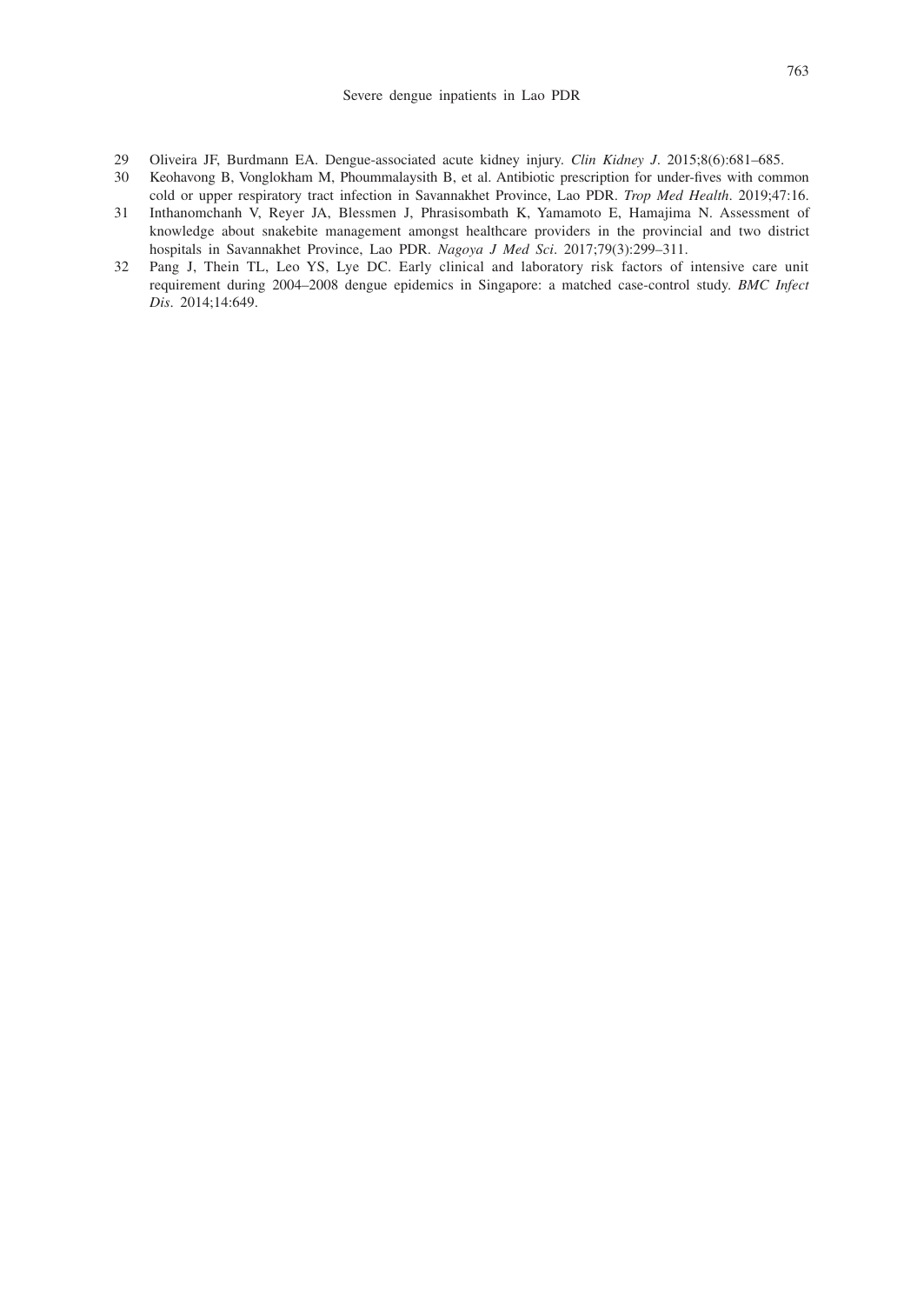29 Oliveira JF, Burdmann EA. Dengue-associated acute kidney injury. *Clin Kidney J*. 2015;8(6):681–685.
30 Keohavong B, Vonglokham M, Phoummalaysith B, et al. Antibiotic prescription for under-fives with common cold or upper respiratory tract infection in Savannakhet Province, Lao PDR. *Trop Med Health*. 2019;47:16.
31 Inthanomchanh V, Reyer JA, Blessmen J, Phrasisombath K, Yamamoto E, Hamajima N. Assessment of knowledge about snakebite management amongst healthcare providers in the provincial and two district hospitals in Savannakhet Province, Lao PDR. *Nagoya J Med Sci*. 2017;79(3):299–311.
32 Pang J, Thein TL, Leo YS, Lye DC. Early clinical and laboratory risk factors of intensive care unit requirement during 2004–2008 dengue epidemics in Singapore: a matched case-control study. *BMC Infect Dis*. 2014;14:649.